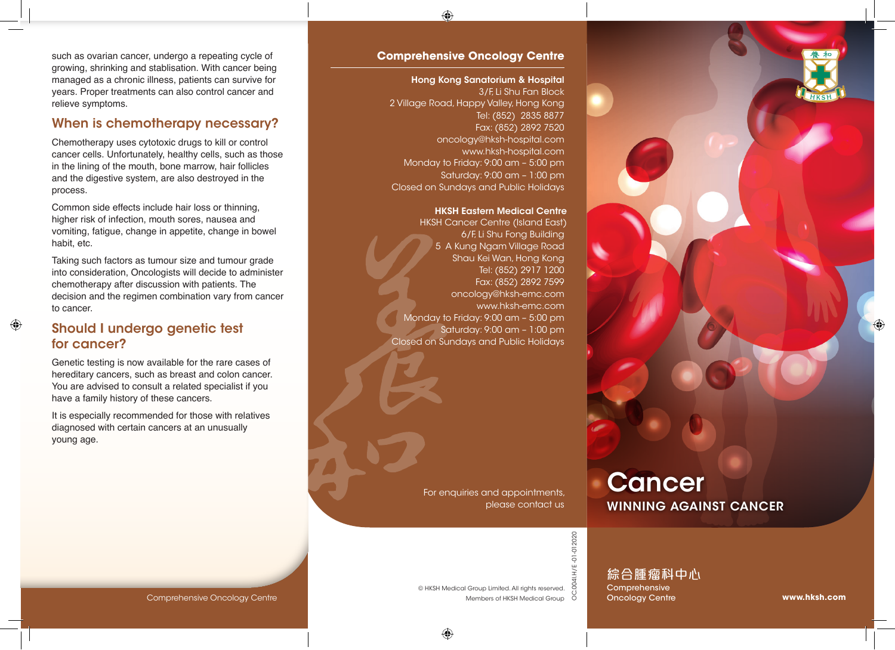such as ovarian cancer, undergo a repeating cycle of growing, shrinking and stablisation. With cancer being managed as a chronic illness, patients can survive for years. Proper treatments can also control cancer and relieve symptoms.

## When is chemotherapy necessary?

Chemotherapy uses cytotoxic drugs to kill or control cancer cells. Unfortunately, healthy cells, such as those in the lining of the mouth, bone marrow, hair follicles and the digestive system, are also destroyed in the process.

Common side effects include hair loss or thinning, higher risk of infection, mouth sores, nausea and vomiting, fatigue, change in appetite, change in bowel habit, etc.

Taking such factors as tumour size and tumour grade into consideration, Oncologists will decide to administer chemotherapy after discussion with patients. The decision and the regimen combination vary from cancer to cancer.

## Should I undergo genetic test for cancer?

Genetic testing is now available for the rare cases of hereditary cancers, such as breast and colon cancer. You are advised to consult a related specialist if you have a family history of these cancers.

It is especially recommended for those with relatives diagnosed with certain cancers at an unusually young age.

Comprehensive Oncology Centre

## Comprehensive Oncology Centre

**Hong Kong Sanatorium & Hospital**
3/F, Li Shu Fan Block
2 Village Road, Happy Valley, Hong Kong
Tel: (852) 2835 8877
Fax: (852) 2892 7520
oncology@hksh-hospital.com
www.hksh-hospital.com
Monday to Friday: 9:00 am – 5:00 pm
Saturday: 9:00 am – 1:00 pm
Closed on Sundays and Public Holidays

**HKSH Eastern Medical Centre**
HKSH Cancer Centre (Island East)
6/F, Li Shu Fong Building
5 A Kung Ngam Village Road
Shau Kei Wan, Hong Kong
Tel: (852) 2917 1200
Fax: (852) 2892 7599
oncology@hksh-emc.com
www.hksh-emc.com
Monday to Friday: 9:00 am – 5:00 pm
Saturday: 9:00 am – 1:00 pm
Closed on Sundays and Public Holidays

For enquiries and appointments, please contact us

© HKSH Medical Group Limited. All rights reserved.
Members of HKSH Medical Group

OC.004I.H/E-01-012020

# Cancer

## WINNING AGAINST CANCER

綜合腫瘤科中心
Comprehensive Oncology Centre

www.hksh.com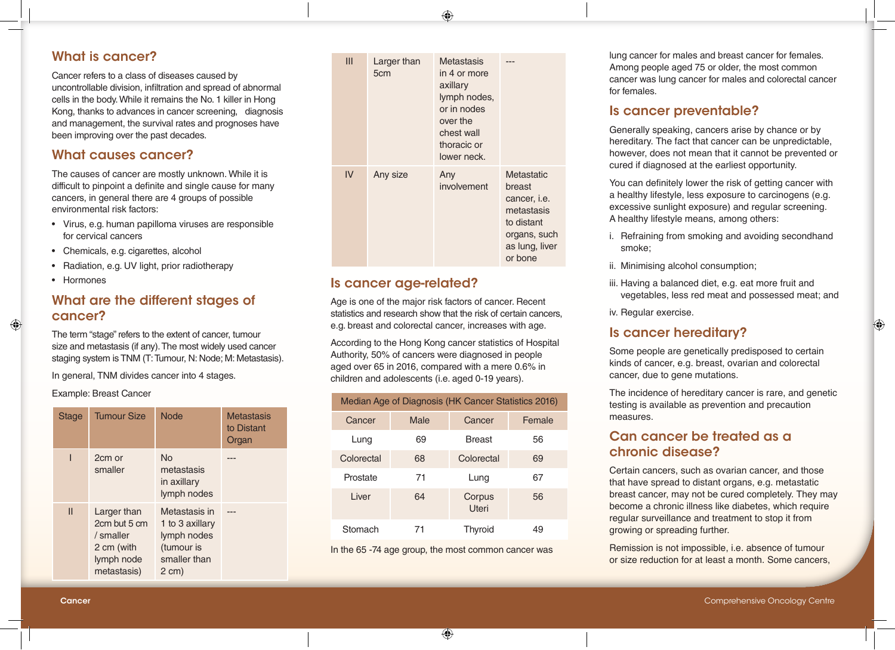## What is cancer?

Cancer refers to a class of diseases caused by uncontrollable division, infiltration and spread of abnormal cells in the body. While it remains the No. 1 killer in Hong Kong, thanks to advances in cancer screening, diagnosis and management, the survival rates and prognoses have been improving over the past decades.

## What causes cancer?

The causes of cancer are mostly unknown. While it is difficult to pinpoint a definite and single cause for many cancers, in general there are 4 groups of possible environmental risk factors:

- Virus, e.g. human papilloma viruses are responsible for cervical cancers
- Chemicals, e.g. cigarettes, alcohol
- Radiation, e.g. UV light, prior radiotherapy
- Hormones

## What are the different stages of cancer?

The term “stage” refers to the extent of cancer, tumour size and metastasis (if any). The most widely used cancer staging system is TNM (T: Tumour, N: Node; M: Metastasis).

In general, TNM divides cancer into 4 stages.

Example: Breast Cancer

| Stage | Tumour Size | Node | Metastasis to Distant Organ |
|---|---|---|---|
| I | 2cm or smaller | No metastasis in axillary lymph nodes | --- |
| II | Larger than 2cm but 5 cm / smaller 2 cm (with lymph node metastasis) | Metastasis in 1 to 3 axillary lymph nodes (tumour is smaller than 2 cm) | --- |
| III | Larger than 5cm | Metastasis in 4 or more axillary lymph nodes, or in nodes over the chest wall thoracic or lower neck. | --- |
| IV | Any size | Any involvement | Metastatic breast cancer, i.e. metastasis to distant organs, such as lung, liver or bone |

## Is cancer age-related?

Age is one of the major risk factors of cancer. Recent statistics and research show that the risk of certain cancers, e.g. breast and colorectal cancer, increases with age.

According to the Hong Kong cancer statistics of Hospital Authority, 50% of cancers were diagnosed in people aged over 65 in 2016, compared with a mere 0.6% in children and adolescents (i.e. aged 0-19 years).

| Median Age of Diagnosis (HK Cancer Statistics 2016) | | | |
|---|---|---|---|
| Cancer | Male | Cancer | Female |
| Lung | 69 | Breast | 56 |
| Colorectal | 68 | Colorectal | 69 |
| Prostate | 71 | Lung | 67 |
| Liver | 64 | Corpus Uteri | 56 |
| Stomach | 71 | Thyroid | 49 |

In the 65 -74 age group, the most common cancer was lung cancer for males and breast cancer for females. Among people aged 75 or older, the most common cancer was lung cancer for males and colorectal cancer for females.

## Is cancer preventable?

Generally speaking, cancers arise by chance or by hereditary. The fact that cancer can be unpredictable, however, does not mean that it cannot be prevented or cured if diagnosed at the earliest opportunity.

You can definitely lower the risk of getting cancer with a healthy lifestyle, less exposure to carcinogens (e.g. excessive sunlight exposure) and regular screening. A healthy lifestyle means, among others:

i. Refraining from smoking and avoiding secondhand smoke;

ii. Minimising alcohol consumption;

iii. Having a balanced diet, e.g. eat more fruit and vegetables, less red meat and possessed meat; and

iv. Regular exercise.

## Is cancer hereditary?

Some people are genetically predisposed to certain kinds of cancer, e.g. breast, ovarian and colorectal cancer, due to gene mutations.

The incidence of hereditary cancer is rare, and genetic testing is available as prevention and precaution measures.

## Can cancer be treated as a chronic disease?

Certain cancers, such as ovarian cancer, and those that have spread to distant organs, e.g. metastatic breast cancer, may not be cured completely. They may become a chronic illness like diabetes, which require regular surveillance and treatment to stop it from growing or spreading further.

Remission is not impossible, i.e. absence of tumour or size reduction for at least a month. Some cancers,